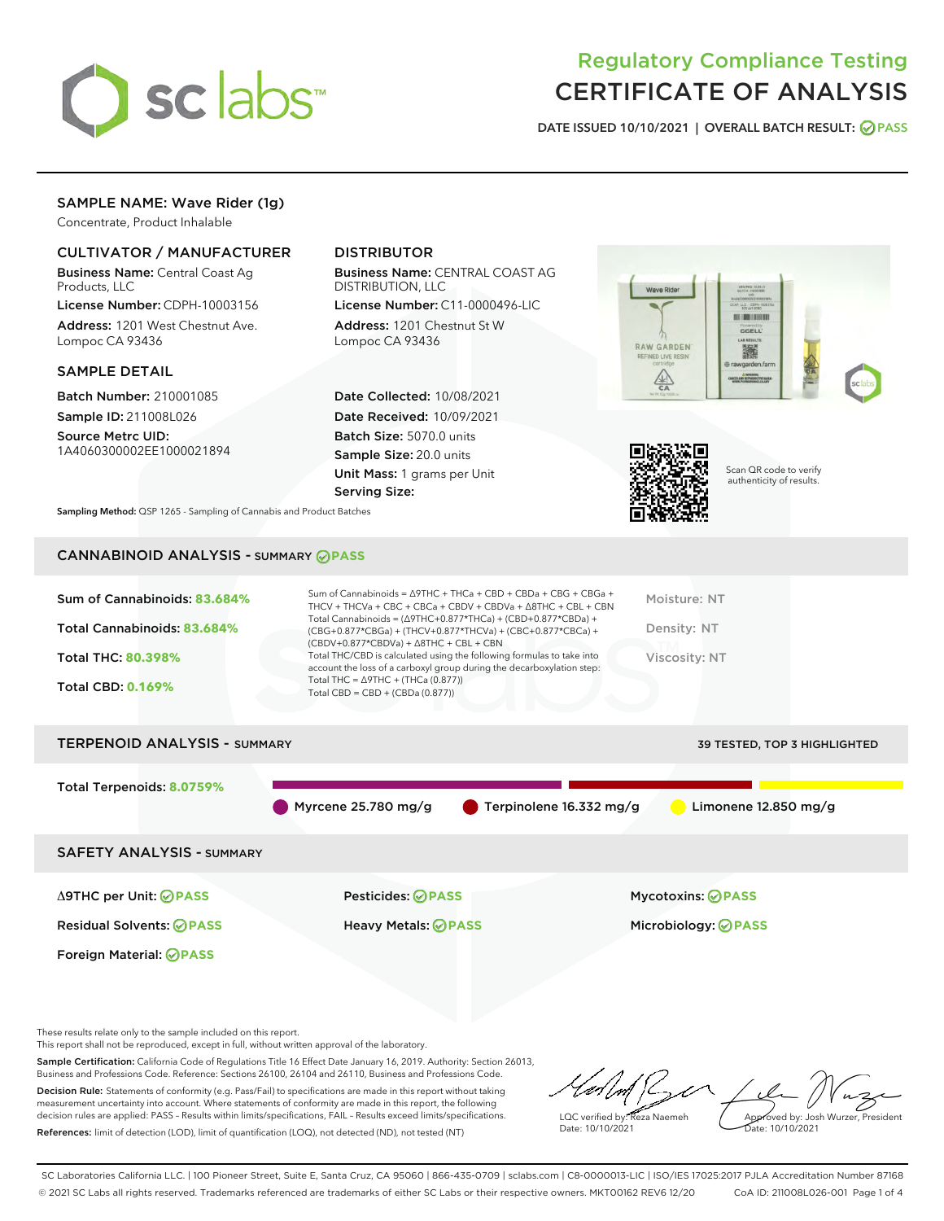# Regulatory Compliance Testing
# CERTIFICATE OF ANALYSIS

DATE ISSUED 10/10/2021 | OVERALL BATCH RESULT: PASS

## SAMPLE NAME: Wave Rider (1g)

Concentrate, Product Inhalable

### CULTIVATOR / MANUFACTURER

**Business Name:** Central Coast Ag Products, LLC
**License Number:** CDPH-10003156
**Address:** 1201 West Chestnut Ave. Lompoc CA 93436

### DISTRIBUTOR

**Business Name:** CENTRAL COAST AG DISTRIBUTION, LLC
**License Number:** C11-0000496-LIC
**Address:** 1201 Chestnut St W Lompoc CA 93436

### SAMPLE DETAIL

**Batch Number:** 210001085
**Sample ID:** 211008L026
**Source Metrc UID:** 1A4060300002EE1000021894

**Date Collected:** 10/08/2021
**Date Received:** 10/09/2021
**Batch Size:** 5070.0 units
**Sample Size:** 20.0 units
**Unit Mass:** 1 grams per Unit
**Serving Size:**

Scan QR code to verify authenticity of results.

**Sampling Method:** QSP 1265 - Sampling of Cannabis and Product Batches

## CANNABINOID ANALYSIS - SUMMARY PASS

Sum of Cannabinoids: **83.684%**
Total Cannabinoids: **83.684%**
Total THC: **80.398%**
Total CBD: **0.169%**

Sum of Cannabinoids = Δ9THC + THCa + CBD + CBDa + CBG + CBGa + THCV + THCVa + CBC + CBCa + CBDV + CBDVa + Δ8THC + CBL + CBN
Total Cannabinoids = (Δ9THC+0.877*THCa) + (CBD+0.877*CBDa) + (CBG+0.877*CBGa) + (THCV+0.877*THCVa) + (CBC+0.877*CBCa) + (CBDV+0.877*CBDVa) + Δ8THC + CBL + CBN
Total THC/CBD is calculated using the following formulas to take into account the loss of a carboxyl group during the decarboxylation step:
Total THC = Δ9THC + (THCa (0.877))
Total CBD = CBD + (CBDa (0.877))

Moisture: NT
Density: NT
Viscosity: NT

## TERPENOID ANALYSIS - SUMMARY

39 TESTED, TOP 3 HIGHLIGHTED

Total Terpenoids: **8.0759%**

Myrcene 25.780 mg/g
Terpinolene 16.332 mg/g
Limonene 12.850 mg/g

## SAFETY ANALYSIS - SUMMARY

| | | |
|---|---|---|
| Δ9THC per Unit: PASS | Pesticides: PASS | Mycotoxins: PASS |
| Residual Solvents: PASS | Heavy Metals: PASS | Microbiology: PASS |
| Foreign Material: PASS | | |

These results relate only to the sample included on this report.
This report shall not be reproduced, except in full, without written approval of the laboratory.

**Sample Certification:** California Code of Regulations Title 16 Effect Date January 16, 2019. Authority: Section 26013, Business and Professions Code. Reference: Sections 26100, 26104 and 26110, Business and Professions Code.

**Decision Rule:** Statements of conformity (e.g. Pass/Fail) to specifications are made in this report without taking measurement uncertainty into account. Where statements of conformity are made in this report, the following decision rules are applied: PASS – Results within limits/specifications, FAIL – Results exceed limits/specifications.

**References:** limit of detection (LOD), limit of quantification (LOQ), not detected (ND), not tested (NT)

LQC verified by: Reza Naemeh
Date: 10/10/2021

Approved by: Josh Wurzer, President
Date: 10/10/2021

SC Laboratories California LLC. | 100 Pioneer Street, Suite E, Santa Cruz, CA 95060 | 866-435-0709 | sclabs.com | C8-0000013-LIC | ISO/IES 17025:2017 PJLA Accreditation Number 87168
© 2021 SC Labs all rights reserved. Trademarks referenced are trademarks of either SC Labs or their respective owners. MKT00162 REV6 12/20 CoA ID: 211008L026-001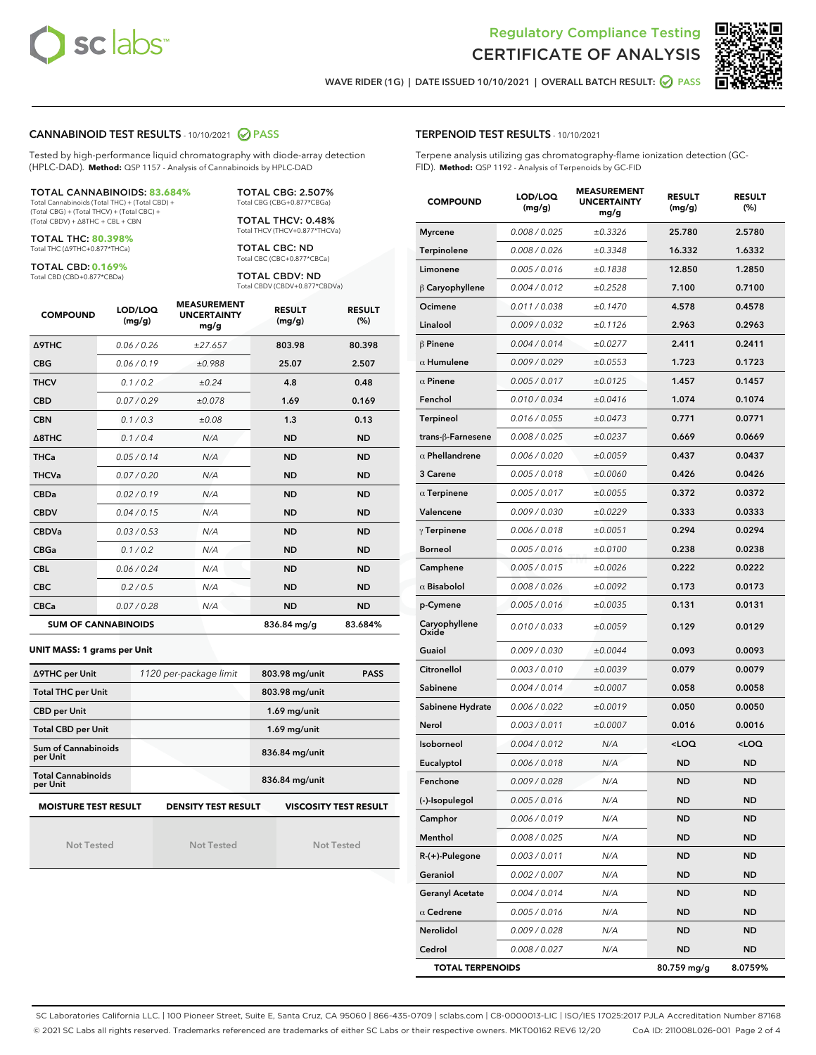Regulatory Compliance Testing

# CERTIFICATE OF ANALYSIS

WAVE RIDER (1G) | DATE ISSUED 10/10/2021 | OVERALL BATCH RESULT: PASS

## CANNABINOID TEST RESULTS - 10/10/2021 PASS

Tested by high-performance liquid chromatography with diode-array detection (HPLC-DAD). **Method:** QSP 1157 - Analysis of Cannabinoids by HPLC-DAD

**TOTAL CANNABINOIDS: 83.684%**
Total Cannabinoids (Total THC) + (Total CBD) + (Total CBG) + (Total THCV) + (Total CBC) + (Total CBDV) + Δ8THC + CBL + CBN

**TOTAL THC: 80.398%**
Total THC (Δ9THC+0.877*THCa)

**TOTAL CBD: 0.169%**
Total CBD (CBD+0.877*CBDa)

**TOTAL CBG: 2.507%**
Total CBG (CBG+0.877*CBGa)

**TOTAL THCV: 0.48%**
Total THCV (THCV+0.877*THCVa)

**TOTAL CBC: ND**
Total CBC (CBC+0.877*CBCa)

**TOTAL CBDV: ND**
Total CBDV (CBDV+0.877*CBDVa)

| COMPOUND | LOD/LOQ (mg/g) | MEASUREMENT UNCERTAINTY mg/g | RESULT (mg/g) | RESULT (%) |
|---|---|---|---|---|
| Δ9THC | 0.06 / 0.26 | ±27.657 | 803.98 | 80.398 |
| CBG | 0.06 / 0.19 | ±0.988 | 25.07 | 2.507 |
| THCV | 0.1 / 0.2 | ±0.24 | 4.8 | 0.48 |
| CBD | 0.07 / 0.29 | ±0.078 | 1.69 | 0.169 |
| CBN | 0.1 / 0.3 | ±0.08 | 1.3 | 0.13 |
| Δ8THC | 0.1 / 0.4 | N/A | ND | ND |
| THCa | 0.05 / 0.14 | N/A | ND | ND |
| THCVa | 0.07 / 0.20 | N/A | ND | ND |
| CBDa | 0.02 / 0.19 | N/A | ND | ND |
| CBDV | 0.04 / 0.15 | N/A | ND | ND |
| CBDVa | 0.03 / 0.53 | N/A | ND | ND |
| CBGa | 0.1 / 0.2 | N/A | ND | ND |
| CBL | 0.06 / 0.24 | N/A | ND | ND |
| CBC | 0.2 / 0.5 | N/A | ND | ND |
| CBCa | 0.07 / 0.28 | N/A | ND | ND |
| **SUM OF CANNABINOIDS** | | | 836.84 mg/g | 83.684% |

**UNIT MASS: 1 grams per Unit**

| | | | |
|---|---|---|---|
| Δ9THC per Unit | 1120 per-package limit | 803.98 mg/unit | PASS |
| Total THC per Unit | | 803.98 mg/unit | |
| CBD per Unit | | 1.69 mg/unit | |
| Total CBD per Unit | | 1.69 mg/unit | |
| Sum of Cannabinoids per Unit | | 836.84 mg/unit | |
| Total Cannabinoids per Unit | | 836.84 mg/unit | |

| MOISTURE TEST RESULT | DENSITY TEST RESULT | VISCOSITY TEST RESULT |
|---|---|---|
| Not Tested | Not Tested | Not Tested |

## TERPENOID TEST RESULTS - 10/10/2021

Terpene analysis utilizing gas chromatography-flame ionization detection (GC-FID). **Method:** QSP 1192 - Analysis of Terpenoids by GC-FID

| COMPOUND | LOD/LOQ (mg/g) | MEASUREMENT UNCERTAINTY mg/g | RESULT (mg/g) | RESULT (%) |
|---|---|---|---|---|
| Myrcene | 0.008 / 0.025 | ±0.3326 | 25.780 | 2.5780 |
| Terpinolene | 0.008 / 0.026 | ±0.3348 | 16.332 | 1.6332 |
| Limonene | 0.005 / 0.016 | ±0.1838 | 12.850 | 1.2850 |
| β Caryophyllene | 0.004 / 0.012 | ±0.2528 | 7.100 | 0.7100 |
| Ocimene | 0.011 / 0.038 | ±0.1470 | 4.578 | 0.4578 |
| Linalool | 0.009 / 0.032 | ±0.1126 | 2.963 | 0.2963 |
| β Pinene | 0.004 / 0.014 | ±0.0277 | 2.411 | 0.2411 |
| α Humulene | 0.009 / 0.029 | ±0.0553 | 1.723 | 0.1723 |
| α Pinene | 0.005 / 0.017 | ±0.0125 | 1.457 | 0.1457 |
| Fenchol | 0.010 / 0.034 | ±0.0416 | 1.074 | 0.1074 |
| Terpineol | 0.016 / 0.055 | ±0.0473 | 0.771 | 0.0771 |
| trans-β-Farnesene | 0.008 / 0.025 | ±0.0237 | 0.669 | 0.0669 |
| α Phellandrene | 0.006 / 0.020 | ±0.0059 | 0.437 | 0.0437 |
| 3 Carene | 0.005 / 0.018 | ±0.0060 | 0.426 | 0.0426 |
| α Terpinene | 0.005 / 0.017 | ±0.0055 | 0.372 | 0.0372 |
| Valencene | 0.009 / 0.030 | ±0.0229 | 0.333 | 0.0333 |
| γ Terpinene | 0.006 / 0.018 | ±0.0051 | 0.294 | 0.0294 |
| Borneol | 0.005 / 0.016 | ±0.0100 | 0.238 | 0.0238 |
| Camphene | 0.005 / 0.015 | ±0.0026 | 0.222 | 0.0222 |
| α Bisabolol | 0.008 / 0.026 | ±0.0092 | 0.173 | 0.0173 |
| p-Cymene | 0.005 / 0.016 | ±0.0035 | 0.131 | 0.0131 |
| Caryophyllene Oxide | 0.010 / 0.033 | ±0.0059 | 0.129 | 0.0129 |
| Guaiol | 0.009 / 0.030 | ±0.0044 | 0.093 | 0.0093 |
| Citronellol | 0.003 / 0.010 | ±0.0039 | 0.079 | 0.0079 |
| Sabinene | 0.004 / 0.014 | ±0.0007 | 0.058 | 0.0058 |
| Sabinene Hydrate | 0.006 / 0.022 | ±0.0019 | 0.050 | 0.0050 |
| Nerol | 0.003 / 0.011 | ±0.0007 | 0.016 | 0.0016 |
| Isoborneol | 0.004 / 0.012 | N/A | <LOQ | <LOQ |
| Eucalyptol | 0.006 / 0.018 | N/A | ND | ND |
| Fenchone | 0.009 / 0.028 | N/A | ND | ND |
| (-)-Isopulegol | 0.005 / 0.016 | N/A | ND | ND |
| Camphor | 0.006 / 0.019 | N/A | ND | ND |
| Menthol | 0.008 / 0.025 | N/A | ND | ND |
| R-(+)-Pulegone | 0.003 / 0.011 | N/A | ND | ND |
| Geraniol | 0.002 / 0.007 | N/A | ND | ND |
| Geranyl Acetate | 0.004 / 0.014 | N/A | ND | ND |
| α Cedrene | 0.005 / 0.016 | N/A | ND | ND |
| Nerolidol | 0.009 / 0.028 | N/A | ND | ND |
| Cedrol | 0.008 / 0.027 | N/A | ND | ND |
| **TOTAL TERPENOIDS** | | | 80.759 mg/g | 8.0759% |

SC Laboratories California LLC. | 100 Pioneer Street, Suite E, Santa Cruz, CA 95060 | 866-435-0709 | sclabs.com | C8-0000013-LIC | ISO/IES 17025:2017 PJLA Accreditation Number 87168
© 2021 SC Labs all rights reserved. Trademarks referenced are trademarks of either SC Labs or their respective owners. MKT00162 REV6 12/20 CoA ID: 211008L026-001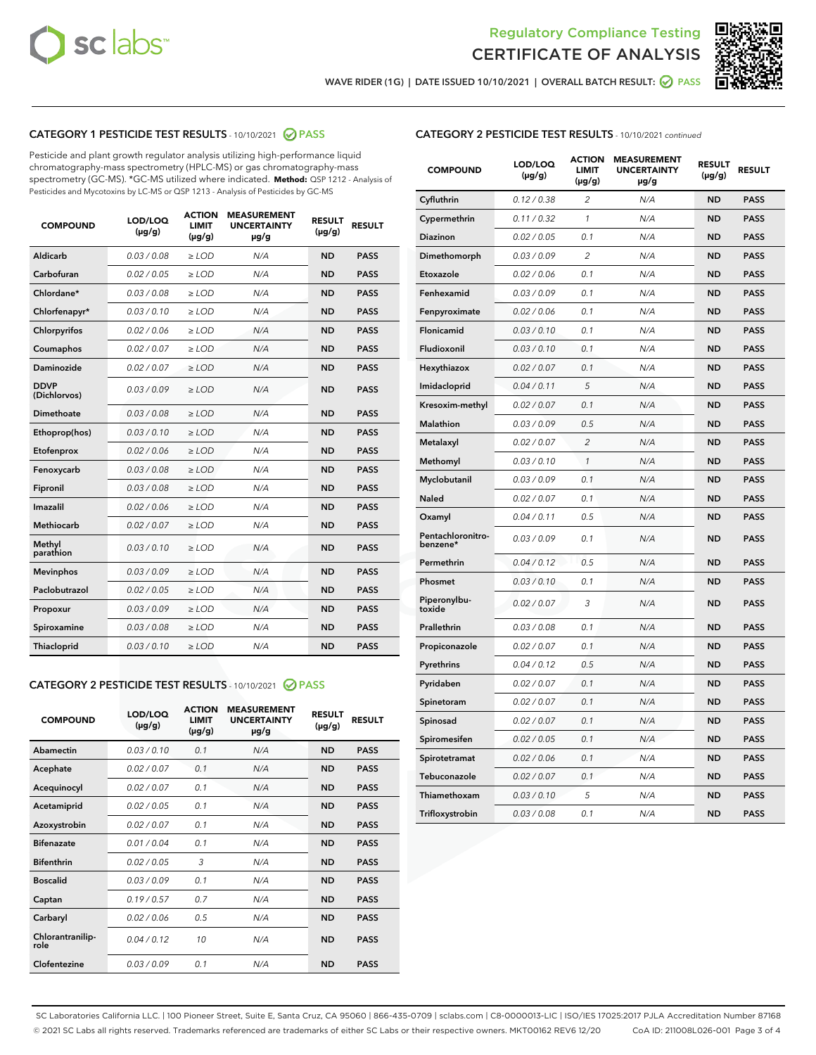Regulatory Compliance Testing
CERTIFICATE OF ANALYSIS

WAVE RIDER (1G) | DATE ISSUED 10/10/2021 | OVERALL BATCH RESULT: PASS

## CATEGORY 1 PESTICIDE TEST RESULTS - 10/10/2021 PASS

Pesticide and plant growth regulator analysis utilizing high-performance liquid chromatography-mass spectrometry (HPLC-MS) or gas chromatography-mass spectrometry (GC-MS). *GC-MS utilized where indicated. **Method:** QSP 1212 - Analysis of Pesticides and Mycotoxins by LC-MS or QSP 1213 - Analysis of Pesticides by GC-MS

| COMPOUND | LOD/LOQ (µg/g) | ACTION LIMIT (µg/g) | MEASUREMENT UNCERTAINTY µg/g | RESULT (µg/g) | RESULT |
|---|---|---|---|---|---|
| Aldicarb | 0.03 / 0.08 | ≥ LOD | N/A | ND | PASS |
| Carbofuran | 0.02 / 0.05 | ≥ LOD | N/A | ND | PASS |
| Chlordane* | 0.03 / 0.08 | ≥ LOD | N/A | ND | PASS |
| Chlorfenapyr* | 0.03 / 0.10 | ≥ LOD | N/A | ND | PASS |
| Chlorpyrifos | 0.02 / 0.06 | ≥ LOD | N/A | ND | PASS |
| Coumaphos | 0.02 / 0.07 | ≥ LOD | N/A | ND | PASS |
| Daminozide | 0.02 / 0.07 | ≥ LOD | N/A | ND | PASS |
| DDVP (Dichlorvos) | 0.03 / 0.09 | ≥ LOD | N/A | ND | PASS |
| Dimethoate | 0.03 / 0.08 | ≥ LOD | N/A | ND | PASS |
| Ethoprop(hos) | 0.03 / 0.10 | ≥ LOD | N/A | ND | PASS |
| Etofenprox | 0.02 / 0.06 | ≥ LOD | N/A | ND | PASS |
| Fenoxycarb | 0.03 / 0.08 | ≥ LOD | N/A | ND | PASS |
| Fipronil | 0.03 / 0.08 | ≥ LOD | N/A | ND | PASS |
| Imazalil | 0.02 / 0.06 | ≥ LOD | N/A | ND | PASS |
| Methiocarb | 0.02 / 0.07 | ≥ LOD | N/A | ND | PASS |
| Methyl parathion | 0.03 / 0.10 | ≥ LOD | N/A | ND | PASS |
| Mevinphos | 0.03 / 0.09 | ≥ LOD | N/A | ND | PASS |
| Paclobutrazol | 0.02 / 0.05 | ≥ LOD | N/A | ND | PASS |
| Propoxur | 0.03 / 0.09 | ≥ LOD | N/A | ND | PASS |
| Spiroxamine | 0.03 / 0.08 | ≥ LOD | N/A | ND | PASS |
| Thiacloprid | 0.03 / 0.10 | ≥ LOD | N/A | ND | PASS |

## CATEGORY 2 PESTICIDE TEST RESULTS - 10/10/2021 PASS

| COMPOUND | LOD/LOQ (µg/g) | ACTION LIMIT (µg/g) | MEASUREMENT UNCERTAINTY µg/g | RESULT (µg/g) | RESULT |
|---|---|---|---|---|---|
| Abamectin | 0.03 / 0.10 | 0.1 | N/A | ND | PASS |
| Acephate | 0.02 / 0.07 | 0.1 | N/A | ND | PASS |
| Acequinocyl | 0.02 / 0.07 | 0.1 | N/A | ND | PASS |
| Acetamiprid | 0.02 / 0.05 | 0.1 | N/A | ND | PASS |
| Azoxystrobin | 0.02 / 0.07 | 0.1 | N/A | ND | PASS |
| Bifenazate | 0.01 / 0.04 | 0.1 | N/A | ND | PASS |
| Bifenthrin | 0.02 / 0.05 | 3 | N/A | ND | PASS |
| Boscalid | 0.03 / 0.09 | 0.1 | N/A | ND | PASS |
| Captan | 0.19 / 0.57 | 0.7 | N/A | ND | PASS |
| Carbaryl | 0.02 / 0.06 | 0.5 | N/A | ND | PASS |
| Chlorantraniliprole | 0.04 / 0.12 | 10 | N/A | ND | PASS |
| Clofentezine | 0.03 / 0.09 | 0.1 | N/A | ND | PASS |
| Cyfluthrin | 0.12 / 0.38 | 2 | N/A | ND | PASS |
| Cypermethrin | 0.11 / 0.32 | 1 | N/A | ND | PASS |
| Diazinon | 0.02 / 0.05 | 0.1 | N/A | ND | PASS |
| Dimethomorph | 0.03 / 0.09 | 2 | N/A | ND | PASS |
| Etoxazole | 0.02 / 0.06 | 0.1 | N/A | ND | PASS |
| Fenhexamid | 0.03 / 0.09 | 0.1 | N/A | ND | PASS |
| Fenpyroximate | 0.02 / 0.06 | 0.1 | N/A | ND | PASS |
| Flonicamid | 0.03 / 0.10 | 0.1 | N/A | ND | PASS |
| Fludioxonil | 0.03 / 0.10 | 0.1 | N/A | ND | PASS |
| Hexythiazox | 0.02 / 0.07 | 0.1 | N/A | ND | PASS |
| Imidacloprid | 0.04 / 0.11 | 5 | N/A | ND | PASS |
| Kresoxim-methyl | 0.02 / 0.07 | 0.1 | N/A | ND | PASS |
| Malathion | 0.03 / 0.09 | 0.5 | N/A | ND | PASS |
| Metalaxyl | 0.02 / 0.07 | 2 | N/A | ND | PASS |
| Methomyl | 0.03 / 0.10 | 1 | N/A | ND | PASS |
| Myclobutanil | 0.03 / 0.09 | 0.1 | N/A | ND | PASS |
| Naled | 0.02 / 0.07 | 0.1 | N/A | ND | PASS |
| Oxamyl | 0.04 / 0.11 | 0.5 | N/A | ND | PASS |
| Pentachloronitrobenzene* | 0.03 / 0.09 | 0.1 | N/A | ND | PASS |
| Permethrin | 0.04 / 0.12 | 0.5 | N/A | ND | PASS |
| Phosmet | 0.03 / 0.10 | 0.1 | N/A | ND | PASS |
| Piperonylbutoxide | 0.02 / 0.07 | 3 | N/A | ND | PASS |
| Prallethrin | 0.03 / 0.08 | 0.1 | N/A | ND | PASS |
| Propiconazole | 0.02 / 0.07 | 0.1 | N/A | ND | PASS |
| Pyrethrins | 0.04 / 0.12 | 0.5 | N/A | ND | PASS |
| Pyridaben | 0.02 / 0.07 | 0.1 | N/A | ND | PASS |
| Spinetoram | 0.02 / 0.07 | 0.1 | N/A | ND | PASS |
| Spinosad | 0.02 / 0.07 | 0.1 | N/A | ND | PASS |
| Spiromesifen | 0.02 / 0.05 | 0.1 | N/A | ND | PASS |
| Spirotetramat | 0.02 / 0.06 | 0.1 | N/A | ND | PASS |
| Tebuconazole | 0.02 / 0.07 | 0.1 | N/A | ND | PASS |
| Thiamethoxam | 0.03 / 0.10 | 5 | N/A | ND | PASS |
| Trifloxystrobin | 0.03 / 0.08 | 0.1 | N/A | ND | PASS |

SC Laboratories California LLC. | 100 Pioneer Street, Suite E, Santa Cruz, CA 95060 | 866-435-0709 | sclabs.com | C8-0000013-LIC | ISO/IES 17025:2017 PJLA Accreditation Number 87168
© 2021 SC Labs all rights reserved. Trademarks referenced are trademarks of either SC Labs or their respective owners. MKT00162 REV6 12/20 CoA ID: 211008L026-001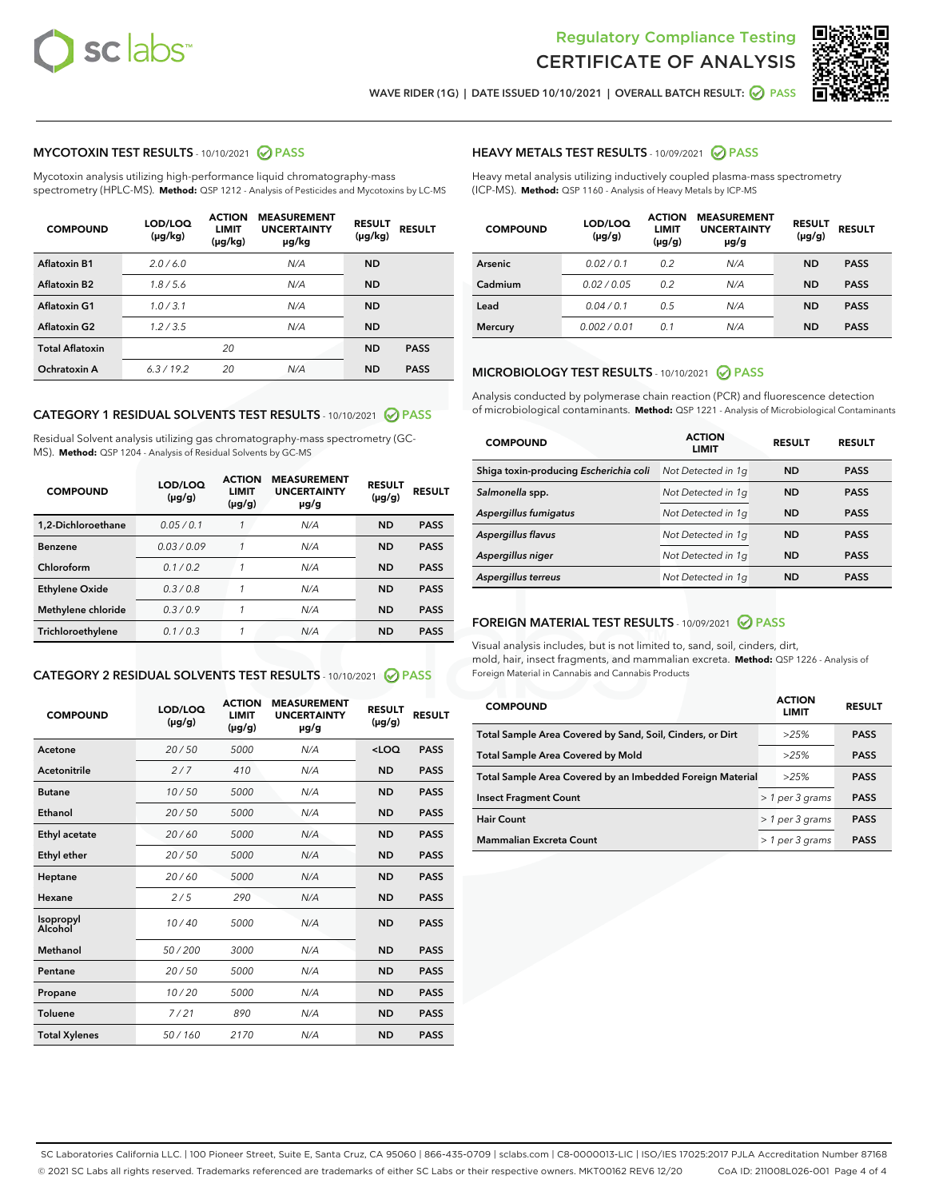Regulatory Compliance Testing
CERTIFICATE OF ANALYSIS

WAVE RIDER (1G) | DATE ISSUED 10/10/2021 | OVERALL BATCH RESULT: PASS

## MYCOTOXIN TEST RESULTS - 10/10/2021 PASS

Mycotoxin analysis utilizing high-performance liquid chromatography-mass spectrometry (HPLC-MS). **Method:** QSP 1212 - Analysis of Pesticides and Mycotoxins by LC-MS

| COMPOUND | LOD/LOQ (µg/kg) | ACTION LIMIT (µg/kg) | MEASUREMENT UNCERTAINTY µg/kg | RESULT (µg/kg) | RESULT |
|---|---|---|---|---|---|
| Aflatoxin B1 | 2.0 / 6.0 | | N/A | ND | |
| Aflatoxin B2 | 1.8 / 5.6 | | N/A | ND | |
| Aflatoxin G1 | 1.0 / 3.1 | | N/A | ND | |
| Aflatoxin G2 | 1.2 / 3.5 | | N/A | ND | |
| Total Aflatoxin | | 20 | | ND | PASS |
| Ochratoxin A | 6.3 / 19.2 | 20 | N/A | ND | PASS |

## CATEGORY 1 RESIDUAL SOLVENTS TEST RESULTS - 10/10/2021 PASS

Residual Solvent analysis utilizing gas chromatography-mass spectrometry (GC-MS). **Method:** QSP 1204 - Analysis of Residual Solvents by GC-MS

| COMPOUND | LOD/LOQ (µg/g) | ACTION LIMIT (µg/g) | MEASUREMENT UNCERTAINTY µg/g | RESULT (µg/g) | RESULT |
|---|---|---|---|---|---|
| 1,2-Dichloroethane | 0.05 / 0.1 | 1 | N/A | ND | PASS |
| Benzene | 0.03 / 0.09 | 1 | N/A | ND | PASS |
| Chloroform | 0.1 / 0.2 | 1 | N/A | ND | PASS |
| Ethylene Oxide | 0.3 / 0.8 | 1 | N/A | ND | PASS |
| Methylene chloride | 0.3 / 0.9 | 1 | N/A | ND | PASS |
| Trichloroethylene | 0.1 / 0.3 | 1 | N/A | ND | PASS |

## CATEGORY 2 RESIDUAL SOLVENTS TEST RESULTS - 10/10/2021 PASS

| COMPOUND | LOD/LOQ (µg/g) | ACTION LIMIT (µg/g) | MEASUREMENT UNCERTAINTY µg/g | RESULT (µg/g) | RESULT |
|---|---|---|---|---|---|
| Acetone | 20 / 50 | 5000 | N/A | <LOQ | PASS |
| Acetonitrile | 2 / 7 | 410 | N/A | ND | PASS |
| Butane | 10 / 50 | 5000 | N/A | ND | PASS |
| Ethanol | 20 / 50 | 5000 | N/A | ND | PASS |
| Ethyl acetate | 20 / 60 | 5000 | N/A | ND | PASS |
| Ethyl ether | 20 / 50 | 5000 | N/A | ND | PASS |
| Heptane | 20 / 60 | 5000 | N/A | ND | PASS |
| Hexane | 2 / 5 | 290 | N/A | ND | PASS |
| Isopropyl Alcohol | 10 / 40 | 5000 | N/A | ND | PASS |
| Methanol | 50 / 200 | 3000 | N/A | ND | PASS |
| Pentane | 20 / 50 | 5000 | N/A | ND | PASS |
| Propane | 10 / 20 | 5000 | N/A | ND | PASS |
| Toluene | 7 / 21 | 890 | N/A | ND | PASS |
| Total Xylenes | 50 / 160 | 2170 | N/A | ND | PASS |

## HEAVY METALS TEST RESULTS - 10/09/2021 PASS

Heavy metal analysis utilizing inductively coupled plasma-mass spectrometry (ICP-MS). **Method:** QSP 1160 - Analysis of Heavy Metals by ICP-MS

| COMPOUND | LOD/LOQ (µg/g) | ACTION LIMIT (µg/g) | MEASUREMENT UNCERTAINTY µg/g | RESULT (µg/g) | RESULT |
|---|---|---|---|---|---|
| Arsenic | 0.02 / 0.1 | 0.2 | N/A | ND | PASS |
| Cadmium | 0.02 / 0.05 | 0.2 | N/A | ND | PASS |
| Lead | 0.04 / 0.1 | 0.5 | N/A | ND | PASS |
| Mercury | 0.002 / 0.01 | 0.1 | N/A | ND | PASS |

## MICROBIOLOGY TEST RESULTS - 10/10/2021 PASS

Analysis conducted by polymerase chain reaction (PCR) and fluorescence detection of microbiological contaminants. **Method:** QSP 1221 - Analysis of Microbiological Contaminants

| COMPOUND | ACTION LIMIT | RESULT | RESULT |
|---|---|---|---|
| Shiga toxin-producing *Escherichia coli* | Not Detected in 1g | ND | PASS |
| *Salmonella* spp. | Not Detected in 1g | ND | PASS |
| *Aspergillus fumigatus* | Not Detected in 1g | ND | PASS |
| *Aspergillus flavus* | Not Detected in 1g | ND | PASS |
| *Aspergillus niger* | Not Detected in 1g | ND | PASS |
| *Aspergillus terreus* | Not Detected in 1g | ND | PASS |

## FOREIGN MATERIAL TEST RESULTS - 10/09/2021 PASS

Visual analysis includes, but is not limited to, sand, soil, cinders, dirt, mold, hair, insect fragments, and mammalian excreta. **Method:** QSP 1226 - Analysis of Foreign Material in Cannabis and Cannabis Products

| COMPOUND | ACTION LIMIT | RESULT |
|---|---|---|
| Total Sample Area Covered by Sand, Soil, Cinders, or Dirt | >25% | PASS |
| Total Sample Area Covered by Mold | >25% | PASS |
| Total Sample Area Covered by an Imbedded Foreign Material | >25% | PASS |
| Insect Fragment Count | > 1 per 3 grams | PASS |
| Hair Count | > 1 per 3 grams | PASS |
| Mammalian Excreta Count | > 1 per 3 grams | PASS |

SC Laboratories California LLC. | 100 Pioneer Street, Suite E, Santa Cruz, CA 95060 | 866-435-0709 | sclabs.com | C8-0000013-LIC | ISO/IES 17025:2017 PJLA Accreditation Number 87168
© 2021 SC Labs all rights reserved. Trademarks referenced are trademarks of either SC Labs or their respective owners. MKT00162 REV6 12/20 CoA ID: 211008L026-001